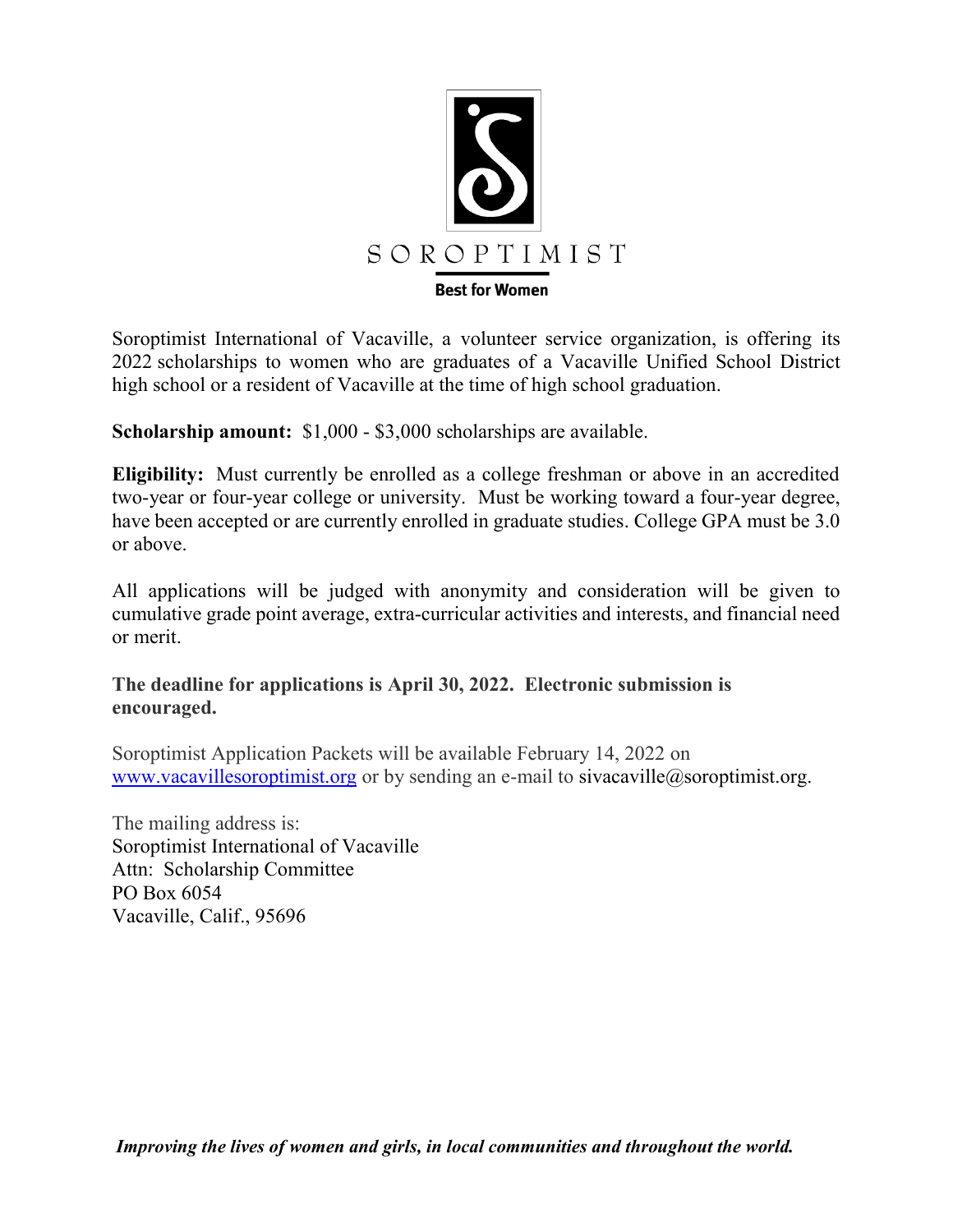SOROPTIMIST

**Best for Women**

Soroptimist International of Vacaville, a volunteer service organization, is offering its 2022 scholarships to women who are graduates of a Vacaville Unified School District high school or a resident of Vacaville at the time of high school graduation.

**Scholarship amount:** $1,000 - $3,000 scholarships are available.

**Eligibility:** Must currently be enrolled as a college freshman or above in an accredited two-year or four-year college or university. Must be working toward a four-year degree, have been accepted or are currently enrolled in graduate studies. College GPA must be 3.0 or above.

All applications will be judged with anonymity and consideration will be given to cumulative grade point average, extra-curricular activities and interests, and financial need or merit.

**The deadline for applications is April 30, 2022. Electronic submission is encouraged.**

Soroptimist Application Packets will be available February 14, 2022 on [www.vacavillesoroptimist.org](http://www.vacavillesoroptimist.org) or by sending an e-mail to sivacaville@soroptimist.org.

The mailing address is:
Soroptimist International of Vacaville
Attn: Scholarship Committee
PO Box 6054
Vacaville, Calif., 95696

***Improving the lives of women and girls, in local communities and throughout the world.***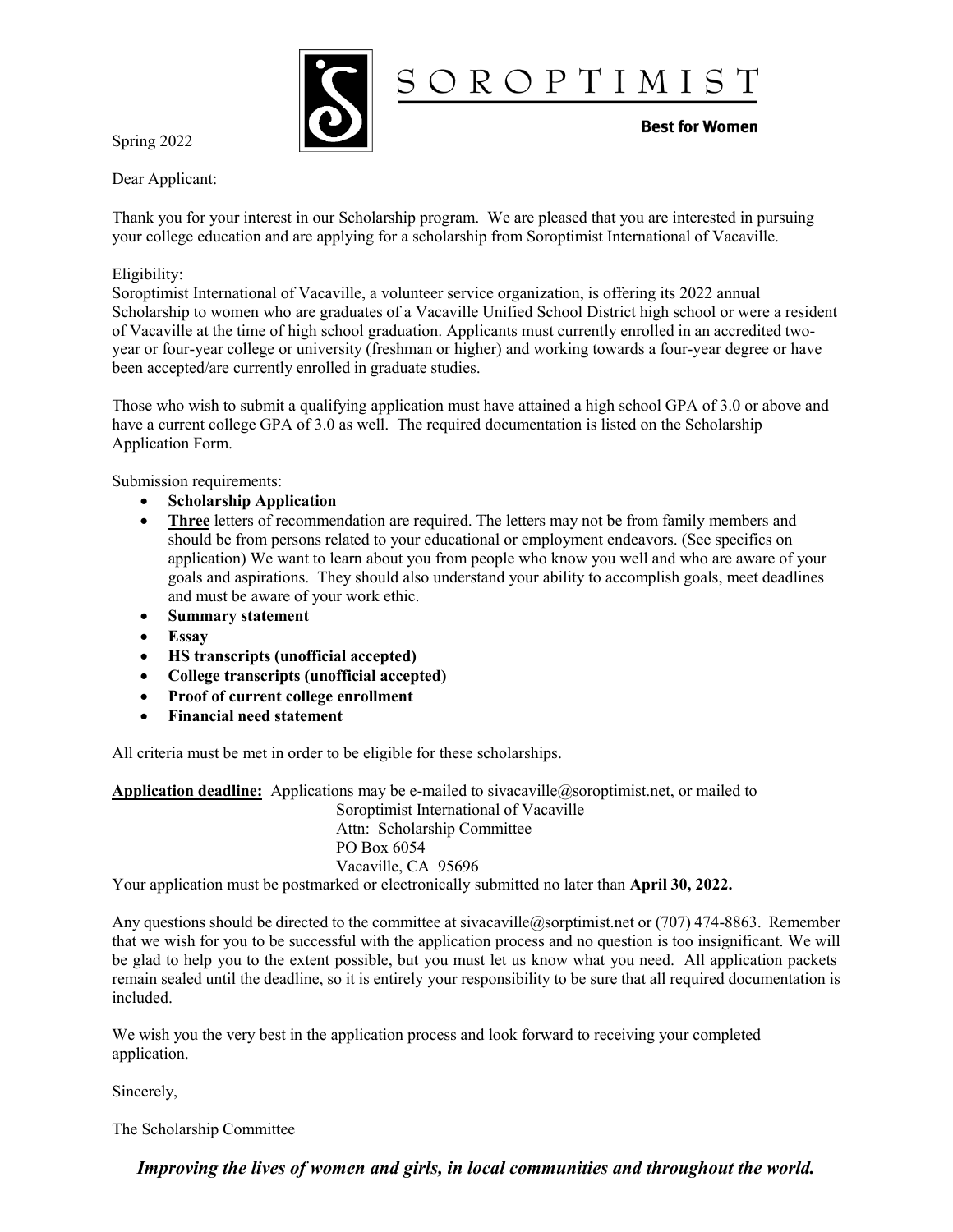SOROPTIMIST

**Best for Women**

Spring 2022

Dear Applicant:

Thank you for your interest in our Scholarship program. We are pleased that you are interested in pursuing your college education and are applying for a scholarship from Soroptimist International of Vacaville.

Eligibility:
Soroptimist International of Vacaville, a volunteer service organization, is offering its 2022 annual Scholarship to women who are graduates of a Vacaville Unified School District high school or were a resident of Vacaville at the time of high school graduation. Applicants must currently enrolled in an accredited two-year or four-year college or university (freshman or higher) and working towards a four-year degree or have been accepted/are currently enrolled in graduate studies.

Those who wish to submit a qualifying application must have attained a high school GPA of 3.0 or above and have a current college GPA of 3.0 as well. The required documentation is listed on the Scholarship Application Form.

Submission requirements:

- **Scholarship Application**
- **<u>Three</u>** letters of recommendation are required. The letters may not be from family members and should be from persons related to your educational or employment endeavors. (See specifics on application) We want to learn about you from people who know you well and who are aware of your goals and aspirations. They should also understand your ability to accomplish goals, meet deadlines and must be aware of your work ethic.
- **Summary statement**
- **Essay**
- **HS transcripts (unofficial accepted)**
- **College transcripts (unofficial accepted)**
- **Proof of current college enrollment**
- **Financial need statement**

All criteria must be met in order to be eligible for these scholarships.

**<u>Application deadline:</u>** Applications may be e-mailed to sivacaville@soroptimist.net, or mailed to

Soroptimist International of Vacaville
Attn: Scholarship Committee
PO Box 6054
Vacaville, CA 95696

Your application must be postmarked or electronically submitted no later than **April 30, 2022.**

Any questions should be directed to the committee at sivacaville@sorptimist.net or (707) 474-8863. Remember that we wish for you to be successful with the application process and no question is too insignificant. We will be glad to help you to the extent possible, but you must let us know what you need. All application packets remain sealed until the deadline, so it is entirely your responsibility to be sure that all required documentation is included.

We wish you the very best in the application process and look forward to receiving your completed application.

Sincerely,

The Scholarship Committee

***Improving the lives of women and girls, in local communities and throughout the world.***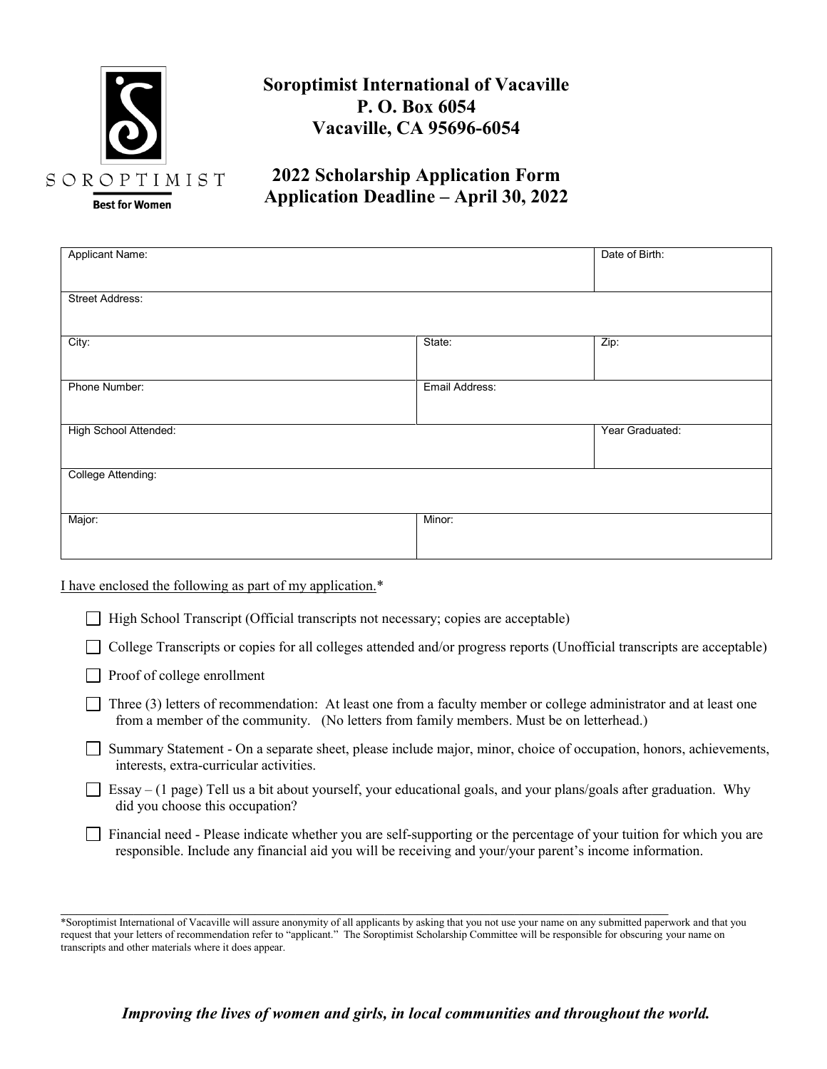SOROPTIMIST

Best for Women

# Soroptimist International of Vacaville
**P. O. Box 6054**
**Vacaville, CA 95696-6054**

## 2022 Scholarship Application Form
## Application Deadline – April 30, 2022

| Applicant Name: | | Date of Birth: |
|---|---|---|
| Street Address: | | |
| City: | State: | Zip: |
| Phone Number: | Email Address: | |
| High School Attended: | | Year Graduated: |
| College Attending: | | |
| Major: | Minor: | |

I have enclosed the following as part of my application.*

- ☐ High School Transcript (Official transcripts not necessary; copies are acceptable)
- ☐ College Transcripts or copies for all colleges attended and/or progress reports (Unofficial transcripts are acceptable)
- ☐ Proof of college enrollment
- ☐ Three (3) letters of recommendation: At least one from a faculty member or college administrator and at least one from a member of the community. (No letters from family members. Must be on letterhead.)
- ☐ Summary Statement - On a separate sheet, please include major, minor, choice of occupation, honors, achievements, interests, extra-curricular activities.
- ☐ Essay – (1 page) Tell us a bit about yourself, your educational goals, and your plans/goals after graduation. Why did you choose this occupation?
- ☐ Financial need - Please indicate whether you are self-supporting or the percentage of your tuition for which you are responsible. Include any financial aid you will be receiving and your/your parent's income information.

---

*Soroptimist International of Vacaville will assure anonymity of all applicants by asking that you not use your name on any submitted paperwork and that you request that your letters of recommendation refer to "applicant." The Soroptimist Scholarship Committee will be responsible for obscuring your name on transcripts and other materials where it does appear.

***Improving the lives of women and girls, in local communities and throughout the world.***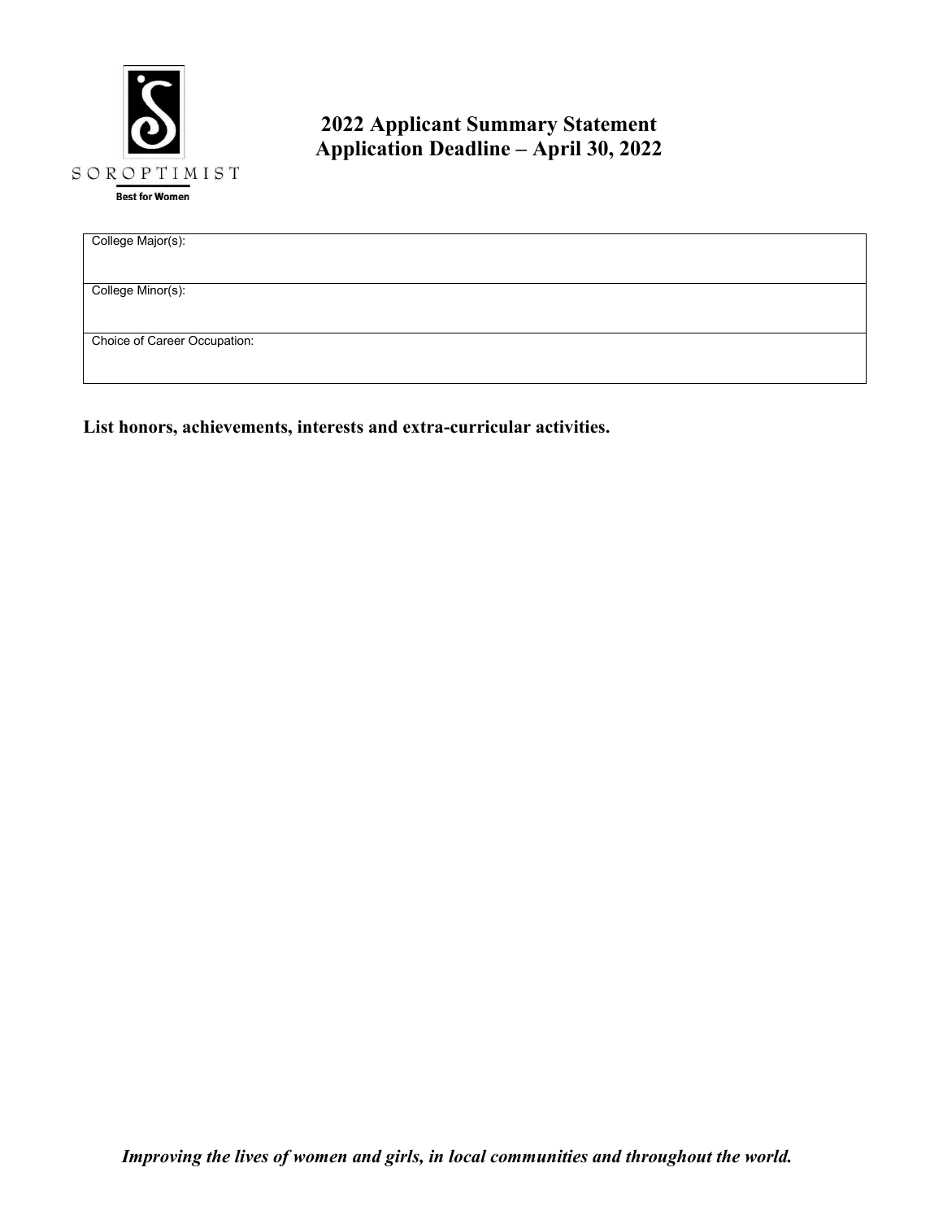SOROPTIMIST

Best for Women

# 2022 Applicant Summary Statement
# Application Deadline – April 30, 2022

| College Major(s): |
| --- |
| College Minor(s): |
| Choice of Career Occupation: |

**List honors, achievements, interests and extra-curricular activities.**

***Improving the lives of women and girls, in local communities and throughout the world.***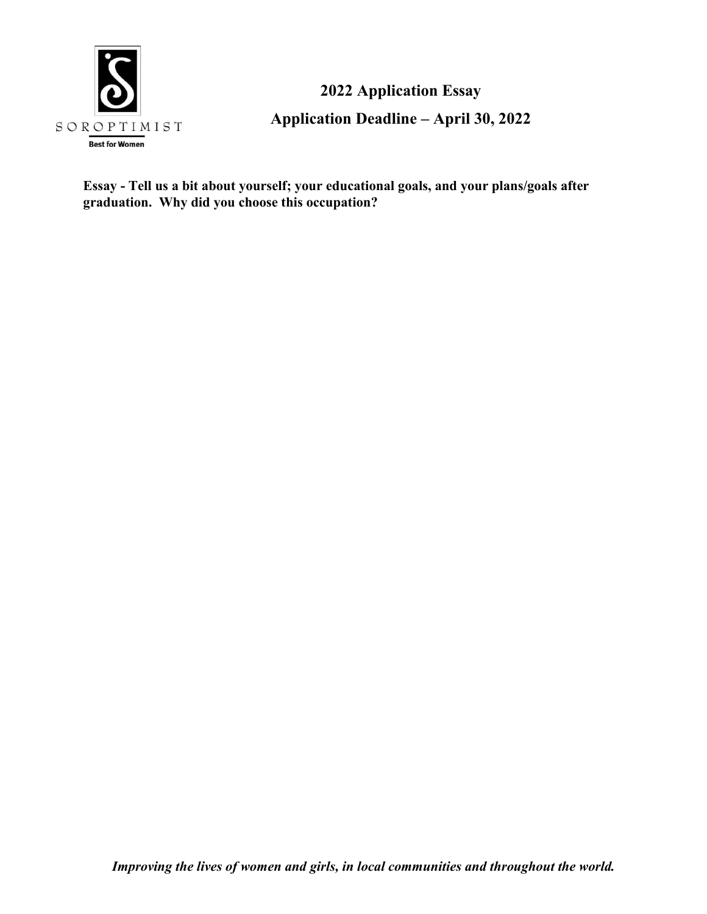SOROPTIMIST

Best for Women

# 2022 Application Essay

## Application Deadline – April 30, 2022

**Essay - Tell us a bit about yourself; your educational goals, and your plans/goals after graduation. Why did you choose this occupation?**

***Improving the lives of women and girls, in local communities and throughout the world.***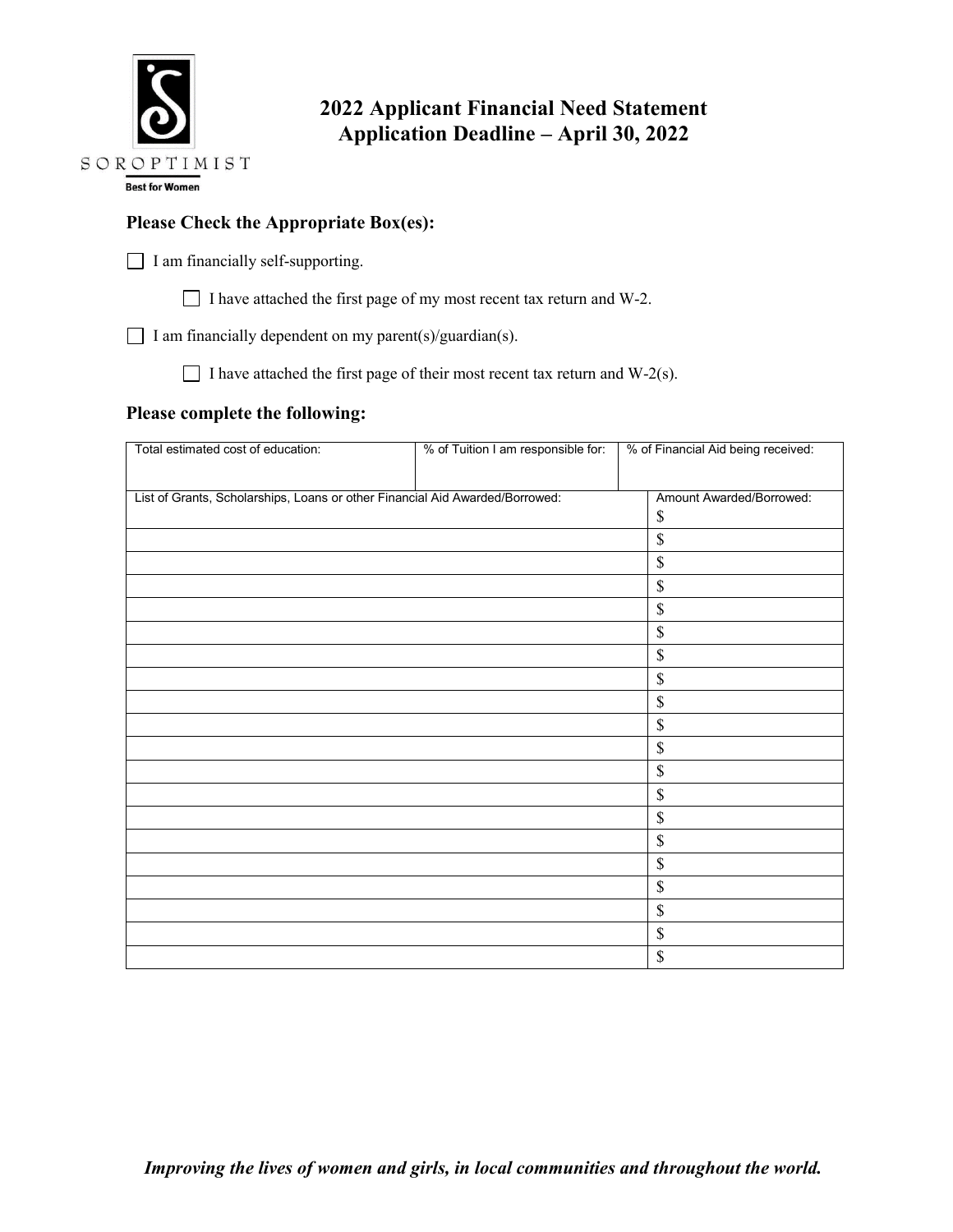SOROPTIMIST

Best for Women

# 2022 Applicant Financial Need Statement
# Application Deadline – April 30, 2022

## Please Check the Appropriate Box(es):

☐ I am financially self-supporting.

  ☐ I have attached the first page of my most recent tax return and W-2.

☐ I am financially dependent on my parent(s)/guardian(s).

  ☐ I have attached the first page of their most recent tax return and W-2(s).

## Please complete the following:

| Total estimated cost of education: | % of Tuition I am responsible for: | % of Financial Aid being received: |
|---|---|---|
| | | |

| List of Grants, Scholarships, Loans or other Financial Aid Awarded/Borrowed: | Amount Awarded/Borrowed: $ |
|---|---|
| | $ |
| | $ |
| | $ |
| | $ |
| | $ |
| | $ |
| | $ |
| | $ |
| | $ |
| | $ |
| | $ |
| | $ |
| | $ |
| | $ |
| | $ |
| | $ |
| | $ |
| | $ |
| | $ |

*Improving the lives of women and girls, in local communities and throughout the world.*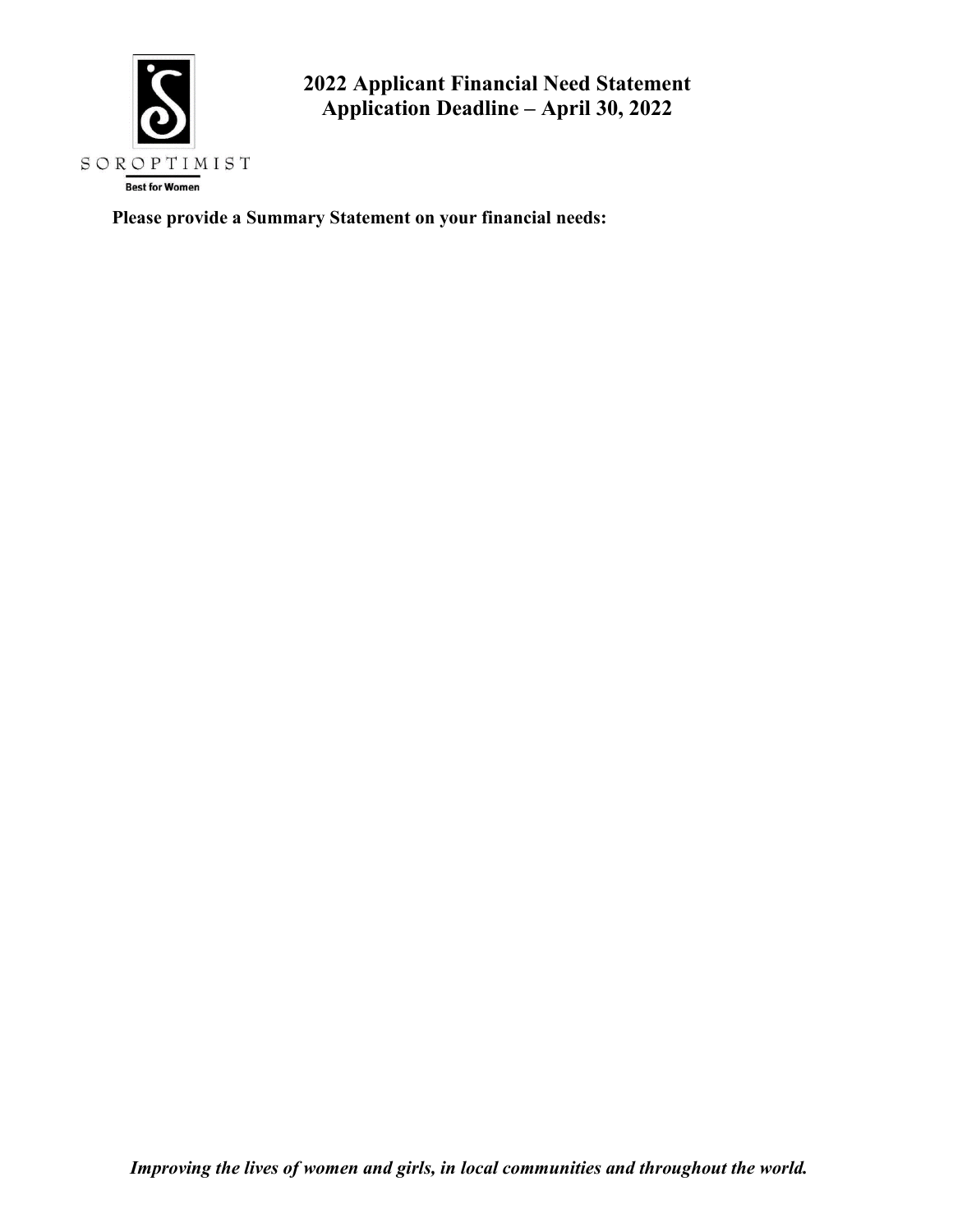SOROPTIMIST

Best for Women

# 2022 Applicant Financial Need Statement
# Application Deadline – April 30, 2022

**Please provide a Summary Statement on your financial needs:**

***Improving the lives of women and girls, in local communities and throughout the world.***